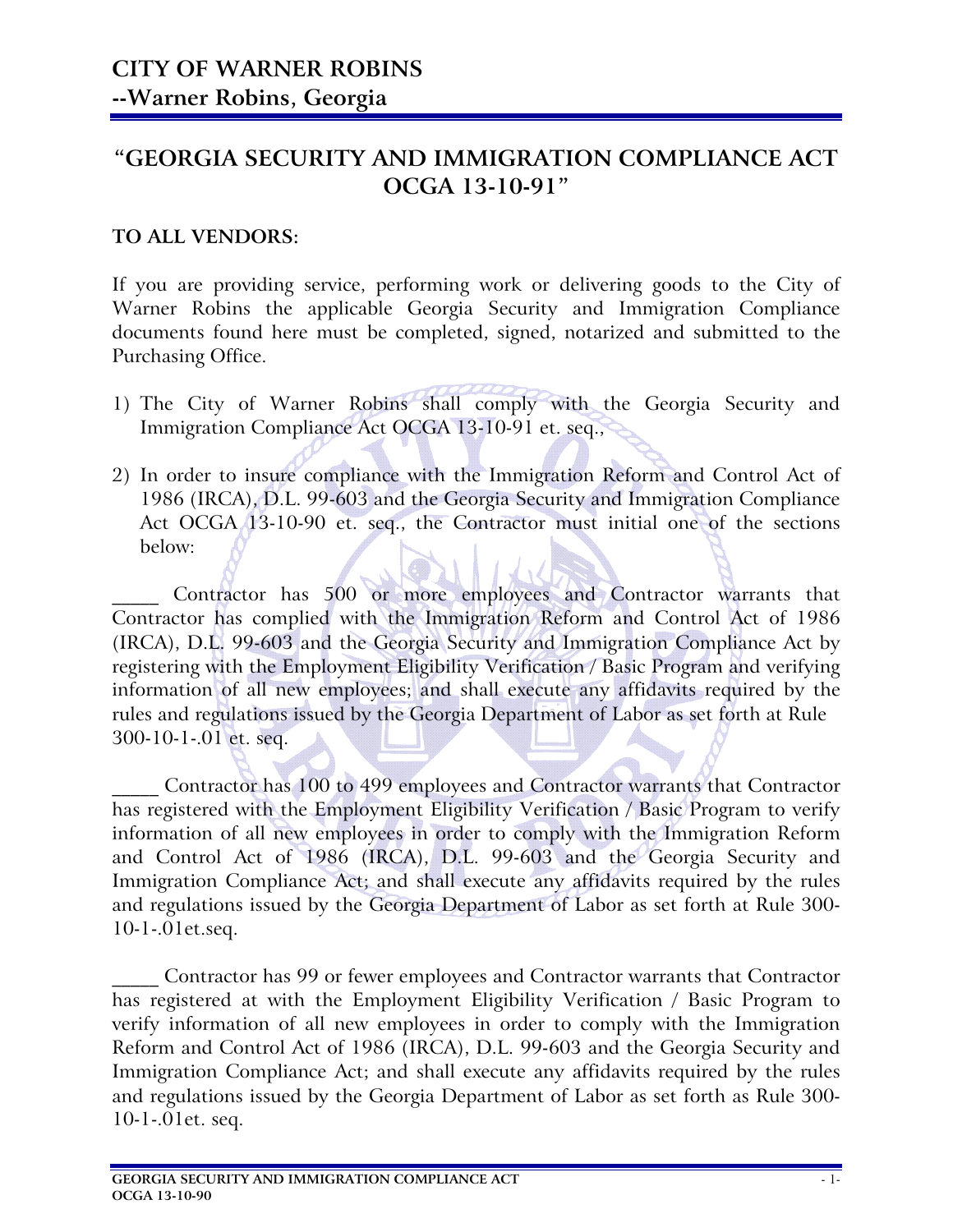# CITY OF WARNER ROBINS
## --Warner Robins, Georgia

## "GEORGIA SECURITY AND IMMIGRATION COMPLIANCE ACT OCGA 13-10-91"

**TO ALL VENDORS:**

If you are providing service, performing work or delivering goods to the City of Warner Robins the applicable Georgia Security and Immigration Compliance documents found here must be completed, signed, notarized and submitted to the Purchasing Office.

1) The City of Warner Robins shall comply with the Georgia Security and Immigration Compliance Act OCGA 13-10-91 et. seq.,

2) In order to insure compliance with the Immigration Reform and Control Act of 1986 (IRCA), D.L. 99-603 and the Georgia Security and Immigration Compliance Act OCGA 13-10-90 et. seq., the Contractor must initial one of the sections below:

_____ Contractor has 500 or more employees and Contractor warrants that Contractor has complied with the Immigration Reform and Control Act of 1986 (IRCA), D.L. 99-603 and the Georgia Security and Immigration Compliance Act by registering with the Employment Eligibility Verification / Basic Program and verifying information of all new employees; and shall execute any affidavits required by the rules and regulations issued by the Georgia Department of Labor as set forth at Rule 300-10-1-.01 et. seq.

_____ Contractor has 100 to 499 employees and Contractor warrants that Contractor has registered with the Employment Eligibility Verification / Basic Program to verify information of all new employees in order to comply with the Immigration Reform and Control Act of 1986 (IRCA), D.L. 99-603 and the Georgia Security and Immigration Compliance Act; and shall execute any affidavits required by the rules and regulations issued by the Georgia Department of Labor as set forth at Rule 300-10-1-.01et.seq.

_____ Contractor has 99 or fewer employees and Contractor warrants that Contractor has registered at with the Employment Eligibility Verification / Basic Program to verify information of all new employees in order to comply with the Immigration Reform and Control Act of 1986 (IRCA), D.L. 99-603 and the Georgia Security and Immigration Compliance Act; and shall execute any affidavits required by the rules and regulations issued by the Georgia Department of Labor as set forth as Rule 300-10-1-.01et. seq.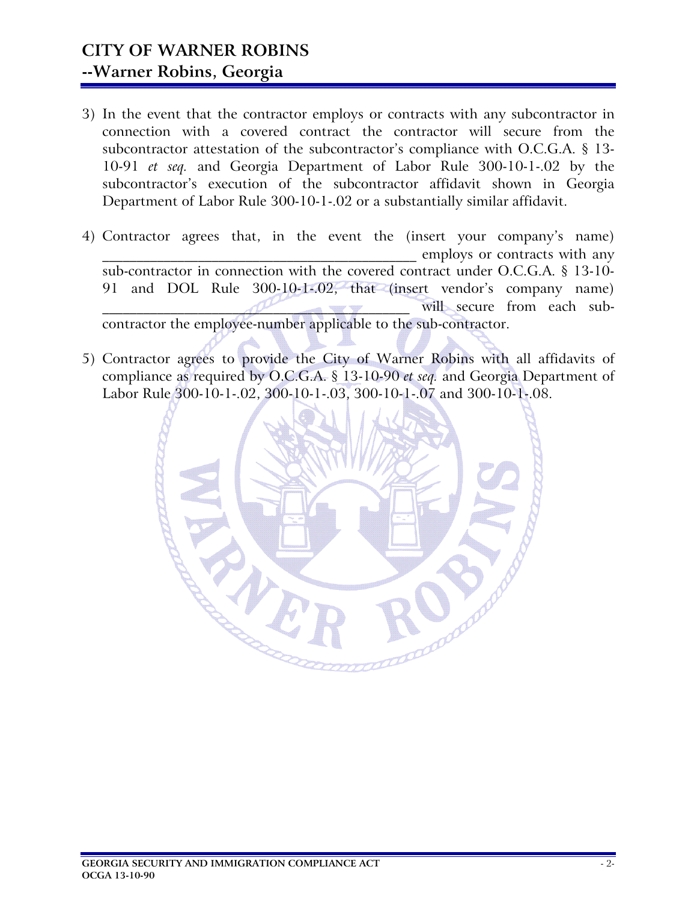3) In the event that the contractor employs or contracts with any subcontractor in connection with a covered contract the contractor will secure from the subcontractor attestation of the subcontractor's compliance with O.C.G.A. § 13-10-91 *et seq.* and Georgia Department of Labor Rule 300-10-1-.02 by the subcontractor's execution of the subcontractor affidavit shown in Georgia Department of Labor Rule 300-10-1-.02 or a substantially similar affidavit.

4) Contractor agrees that, in the event the (insert your company's name) ________________________________________ employs or contracts with any sub-contractor in connection with the covered contract under O.C.G.A. § 13-10-91 and DOL Rule 300-10-1-.02, that (insert vendor's company name) ________________________________________ will secure from each sub-contractor the employee-number applicable to the sub-contractor.

5) Contractor agrees to provide the City of Warner Robins with all affidavits of compliance as required by O.C.G.A. § 13-10-90 *et seq.* and Georgia Department of Labor Rule 300-10-1-.02, 300-10-1-.03, 300-10-1-.07 and 300-10-1-.08.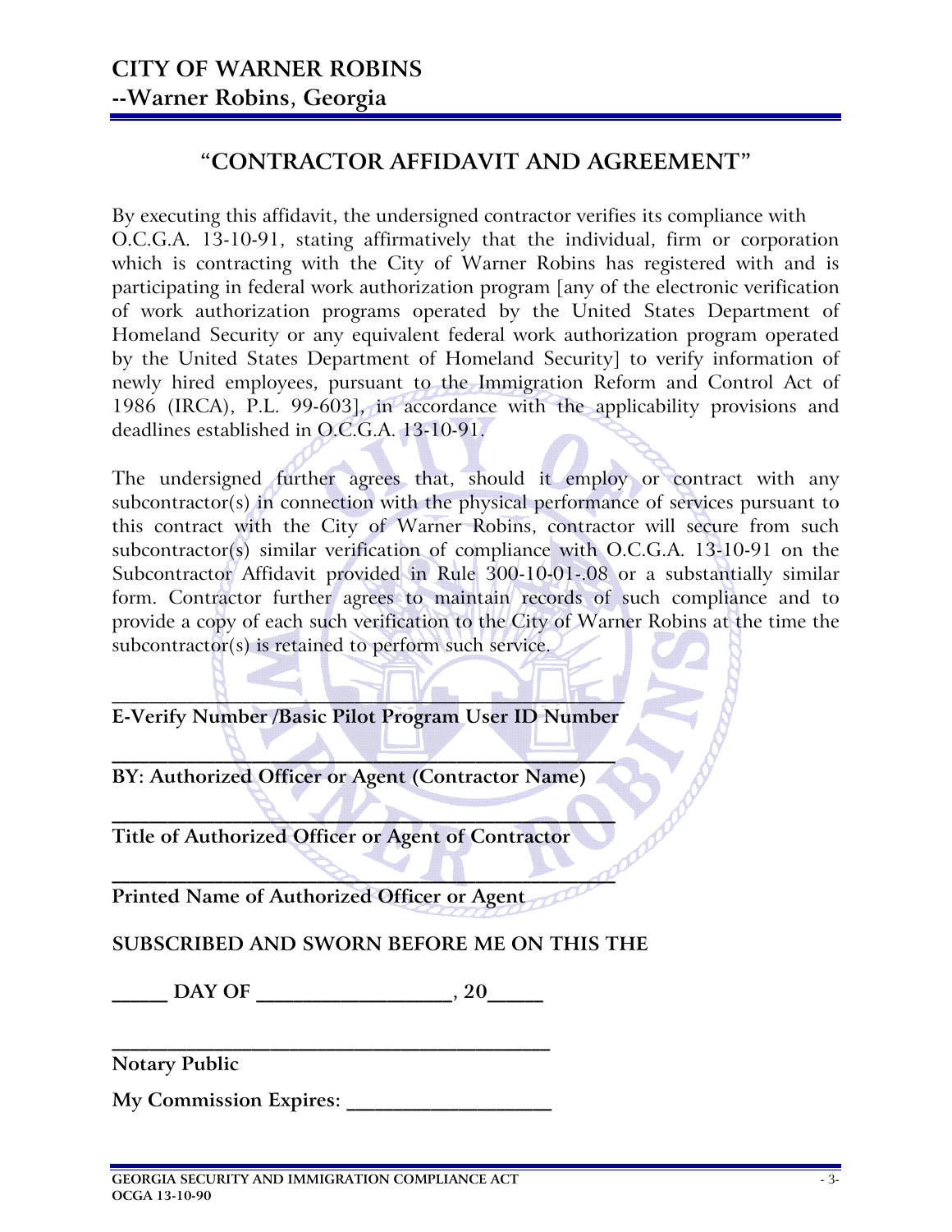# CITY OF WARNER ROBINS

## --Warner Robins, Georgia

## "CONTRACTOR AFFIDAVIT AND AGREEMENT"

By executing this affidavit, the undersigned contractor verifies its compliance with O.C.G.A. 13-10-91, stating affirmatively that the individual, firm or corporation which is contracting with the City of Warner Robins has registered with and is participating in federal work authorization program [any of the electronic verification of work authorization programs operated by the United States Department of Homeland Security or any equivalent federal work authorization program operated by the United States Department of Homeland Security] to verify information of newly hired employees, pursuant to the Immigration Reform and Control Act of 1986 (IRCA), P.L. 99-603], in accordance with the applicability provisions and deadlines established in O.C.G.A. 13-10-91.

The undersigned further agrees that, should it employ or contract with any subcontractor(s) in connection with the physical performance of services pursuant to this contract with the City of Warner Robins, contractor will secure from such subcontractor(s) similar verification of compliance with O.C.G.A. 13-10-91 on the Subcontractor Affidavit provided in Rule 300-10-01-.08 or a substantially similar form. Contractor further agrees to maintain records of such compliance and to provide a copy of each such verification to the City of Warner Robins at the time the subcontractor(s) is retained to perform such service.

\_\_\_\_\_\_\_\_\_\_\_\_\_\_\_\_\_\_\_\_\_\_\_\_\_\_\_\_\_\_\_\_\_\_\_\_\_\_\_\_\_\_\_\_

**E-Verify Number /Basic Pilot Program User ID Number**

\_\_\_\_\_\_\_\_\_\_\_\_\_\_\_\_\_\_\_\_\_\_\_\_\_\_\_\_\_\_\_\_\_\_\_\_\_\_\_\_\_\_\_\_

**BY: Authorized Officer or Agent (Contractor Name)**

\_\_\_\_\_\_\_\_\_\_\_\_\_\_\_\_\_\_\_\_\_\_\_\_\_\_\_\_\_\_\_\_\_\_\_\_\_\_\_\_\_\_\_\_

**Title of Authorized Officer or Agent of Contractor**

\_\_\_\_\_\_\_\_\_\_\_\_\_\_\_\_\_\_\_\_\_\_\_\_\_\_\_\_\_\_\_\_\_\_\_\_\_\_\_\_\_\_\_\_

**Printed Name of Authorized Officer or Agent**

**SUBSCRIBED AND SWORN BEFORE ME ON THIS THE**

**\_\_\_\_\_ DAY OF \_\_\_\_\_\_\_\_\_\_\_\_\_\_\_\_\_\_, 20\_\_\_\_\_**

\_\_\_\_\_\_\_\_\_\_\_\_\_\_\_\_\_\_\_\_\_\_\_\_\_\_\_\_\_\_\_\_\_\_\_\_\_\_\_\_

**Notary Public**

**My Commission Expires: \_\_\_\_\_\_\_\_\_\_\_\_\_\_\_\_\_\_\_**